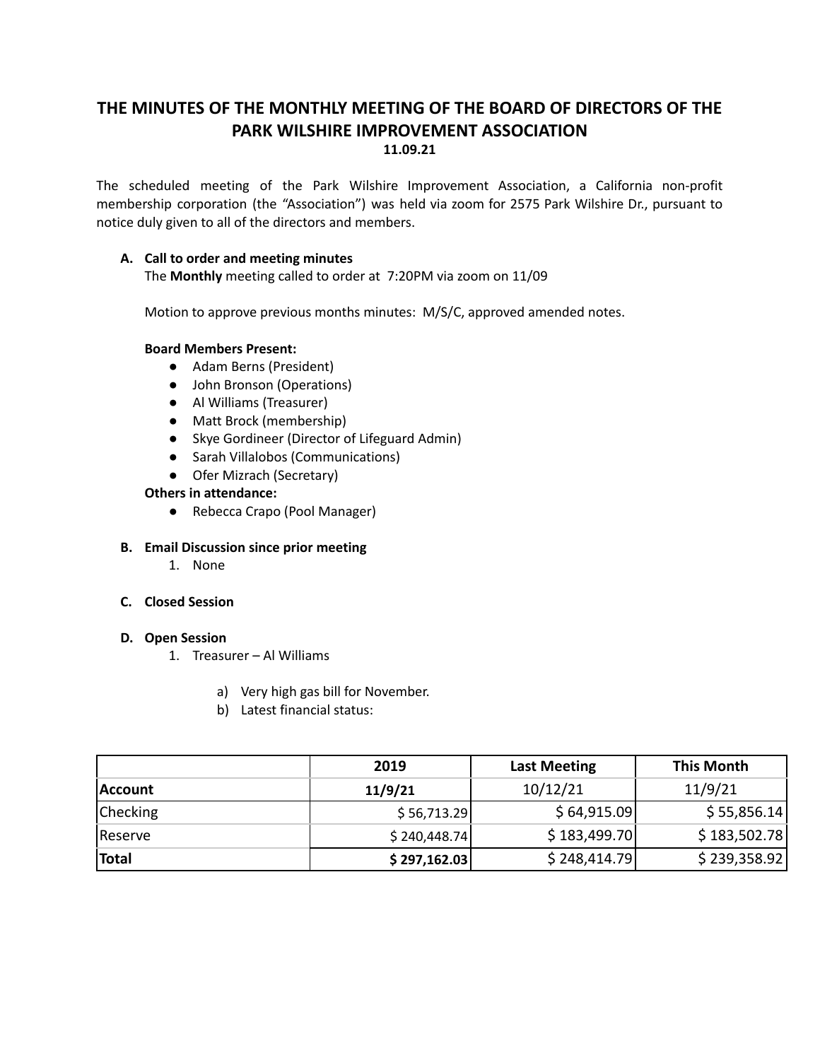# THE MINUTES OF THE MONTHLY MEETING OF THE BOARD OF DIRECTORS OF THE PARK WILSHIRE IMPROVEMENT ASSOCIATION

**11.09.21**

The scheduled meeting of the Park Wilshire Improvement Association, a California non-profit membership corporation (the "Association") was held via zoom for 2575 Park Wilshire Dr., pursuant to notice duly given to all of the directors and members.

**A. Call to order and meeting minutes**

The **Monthly** meeting called to order at 7:20PM via zoom on 11/09

Motion to approve previous months minutes: M/S/C, approved amended notes.

**Board Members Present:**

- Adam Berns (President)
- John Bronson (Operations)
- Al Williams (Treasurer)
- Matt Brock (membership)
- Skye Gordineer (Director of Lifeguard Admin)
- Sarah Villalobos (Communications)
- Ofer Mizrach (Secretary)

**Others in attendance:**

- Rebecca Crapo (Pool Manager)

**B. Email Discussion since prior meeting**

1. None

**C. Closed Session**

**D. Open Session**

1. Treasurer – Al Williams

   a) Very high gas bill for November.

   b) Latest financial status:

| | 2019 | Last Meeting | This Month |
|---|---|---|---|
| **Account** | **11/9/21** | 10/12/21 | 11/9/21 |
| Checking | $ 56,713.29 | $ 64,915.09 | $ 55,856.14 |
| Reserve | $ 240,448.74 | $ 183,499.70 | $ 183,502.78 |
| **Total** | **$ 297,162.03** | $ 248,414.79 | $ 239,358.92 |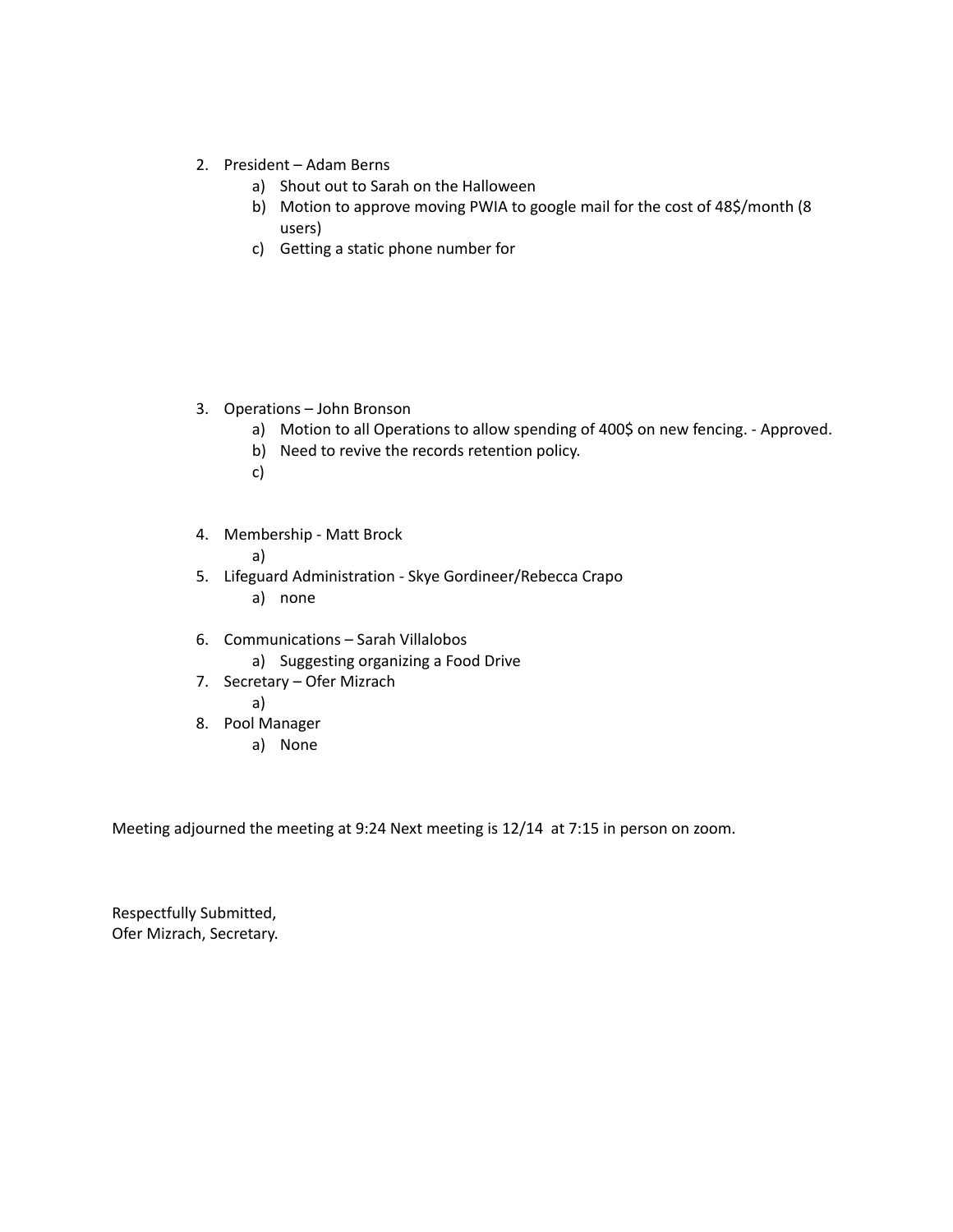2. President – Adam Berns
    a) Shout out to Sarah on the Halloween
    b) Motion to approve moving PWIA to google mail for the cost of 48$/month (8 users)
    c) Getting a static phone number for

3. Operations – John Bronson
    a) Motion to all Operations to allow spending of 400$ on new fencing. - Approved.
    b) Need to revive the records retention policy.
    c)

4. Membership - Matt Brock
    a)
5. Lifeguard Administration - Skye Gordineer/Rebecca Crapo
    a) none

6. Communications – Sarah Villalobos
    a) Suggesting organizing a Food Drive
7. Secretary – Ofer Mizrach
    a)
8. Pool Manager
    a) None

Meeting adjourned the meeting at 9:24 Next meeting is 12/14 at 7:15 in person on zoom.

Respectfully Submitted,
Ofer Mizrach, Secretary.